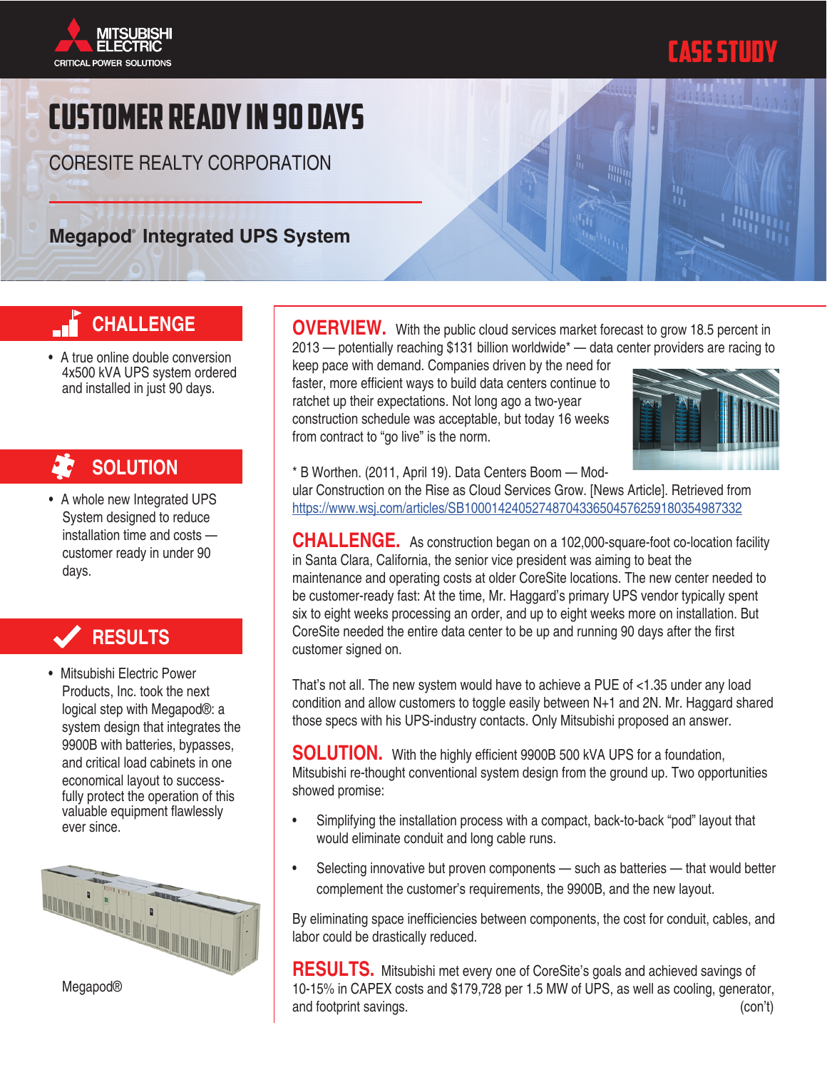MITSUBISHI ELECTRIC
CRITICAL POWER SOLUTIONS

CASE STUDY

# CUSTOMER READY IN 90 DAYS

## CORESITE REALTY CORPORATION

### Megapod® Integrated UPS System

## CHALLENGE

- A true online double conversion 4x500 kVA UPS system ordered and installed in just 90 days.

## SOLUTION

- A whole new Integrated UPS System designed to reduce installation time and costs — customer ready in under 90 days.

## RESULTS

- Mitsubishi Electric Power Products, Inc. took the next logical step with Megapod®: a system design that integrates the 9900B with batteries, bypasses, and critical load cabinets in one economical layout to successfully protect the operation of this valuable equipment flawlessly ever since.

Megapod®

**OVERVIEW.** With the public cloud services market forecast to grow 18.5 percent in 2013 — potentially reaching $131 billion worldwide* — data center providers are racing to keep pace with demand. Companies driven by the need for faster, more efficient ways to build data centers continue to ratchet up their expectations. Not long ago a two-year construction schedule was acceptable, but today 16 weeks from contract to "go live" is the norm.

* B Worthen. (2011, April 19). Data Centers Boom — Modular Construction on the Rise as Cloud Services Grow. [News Article]. Retrieved from https://www.wsj.com/articles/SB10001424052748704336504576259180354987332

**CHALLENGE.** As construction began on a 102,000-square-foot co-location facility in Santa Clara, California, the senior vice president was aiming to beat the maintenance and operating costs at older CoreSite locations. The new center needed to be customer-ready fast: At the time, Mr. Haggard's primary UPS vendor typically spent six to eight weeks processing an order, and up to eight weeks more on installation. But CoreSite needed the entire data center to be up and running 90 days after the first customer signed on.

That's not all. The new system would have to achieve a PUE of <1.35 under any load condition and allow customers to toggle easily between N+1 and 2N. Mr. Haggard shared those specs with his UPS-industry contacts. Only Mitsubishi proposed an answer.

**SOLUTION.** With the highly efficient 9900B 500 kVA UPS for a foundation, Mitsubishi re-thought conventional system design from the ground up. Two opportunities showed promise:

- Simplifying the installation process with a compact, back-to-back "pod" layout that would eliminate conduit and long cable runs.
- Selecting innovative but proven components — such as batteries — that would better complement the customer's requirements, the 9900B, and the new layout.

By eliminating space inefficiencies between components, the cost for conduit, cables, and labor could be drastically reduced.

**RESULTS.** Mitsubishi met every one of CoreSite's goals and achieved savings of 10-15% in CAPEX costs and $179,728 per 1.5 MW of UPS, as well as cooling, generator, and footprint savings. (con't)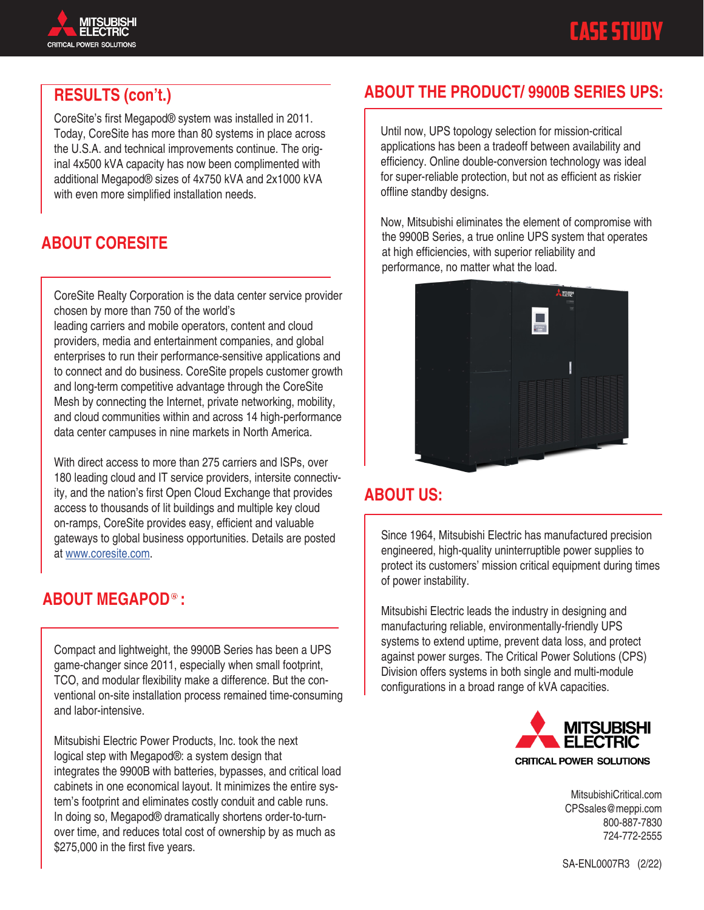## RESULTS (con't.)

CoreSite's first Megapod® system was installed in 2011. Today, CoreSite has more than 80 systems in place across the U.S.A. and technical improvements continue. The original 4x500 kVA capacity has now been complimented with additional Megapod® sizes of 4x750 kVA and 2x1000 kVA with even more simplified installation needs.

## ABOUT CORESITE

CoreSite Realty Corporation is the data center service provider chosen by more than 750 of the world's leading carriers and mobile operators, content and cloud providers, media and entertainment companies, and global enterprises to run their performance-sensitive applications and to connect and do business. CoreSite propels customer growth and long-term competitive advantage through the CoreSite Mesh by connecting the Internet, private networking, mobility, and cloud communities within and across 14 high-performance data center campuses in nine markets in North America.

With direct access to more than 275 carriers and ISPs, over 180 leading cloud and IT service providers, intersite connectivity, and the nation's first Open Cloud Exchange that provides access to thousands of lit buildings and multiple key cloud on-ramps, CoreSite provides easy, efficient and valuable gateways to global business opportunities. Details are posted at www.coresite.com.

## ABOUT MEGAPOD®:

Compact and lightweight, the 9900B Series has been a UPS game-changer since 2011, especially when small footprint, TCO, and modular flexibility make a difference. But the conventional on-site installation process remained time-consuming and labor-intensive.

Mitsubishi Electric Power Products, Inc. took the next logical step with Megapod®: a system design that integrates the 9900B with batteries, bypasses, and critical load cabinets in one economical layout. It minimizes the entire system's footprint and eliminates costly conduit and cable runs. In doing so, Megapod® dramatically shortens order-to-turn-over time, and reduces total cost of ownership by as much as $275,000 in the first five years.

## ABOUT THE PRODUCT/ 9900B SERIES UPS:

Until now, UPS topology selection for mission-critical applications has been a tradeoff between availability and efficiency. Online double-conversion technology was ideal for super-reliable protection, but not as efficient as riskier offline standby designs.

Now, Mitsubishi eliminates the element of compromise with the 9900B Series, a true online UPS system that operates at high efficiencies, with superior reliability and performance, no matter what the load.

## ABOUT US:

Since 1964, Mitsubishi Electric has manufactured precision engineered, high-quality uninterruptible power supplies to protect its customers' mission critical equipment during times of power instability.

Mitsubishi Electric leads the industry in designing and manufacturing reliable, environmentally-friendly UPS systems to extend uptime, prevent data loss, and protect against power surges. The Critical Power Solutions (CPS) Division offers systems in both single and multi-module configurations in a broad range of kVA capacities.

MITSUBISHI ELECTRIC
CRITICAL POWER SOLUTIONS

MitsubishiCritical.com
CPSsales@meppi.com
800-887-7830
724-772-2555

SA-ENL0007R3 (2/22)